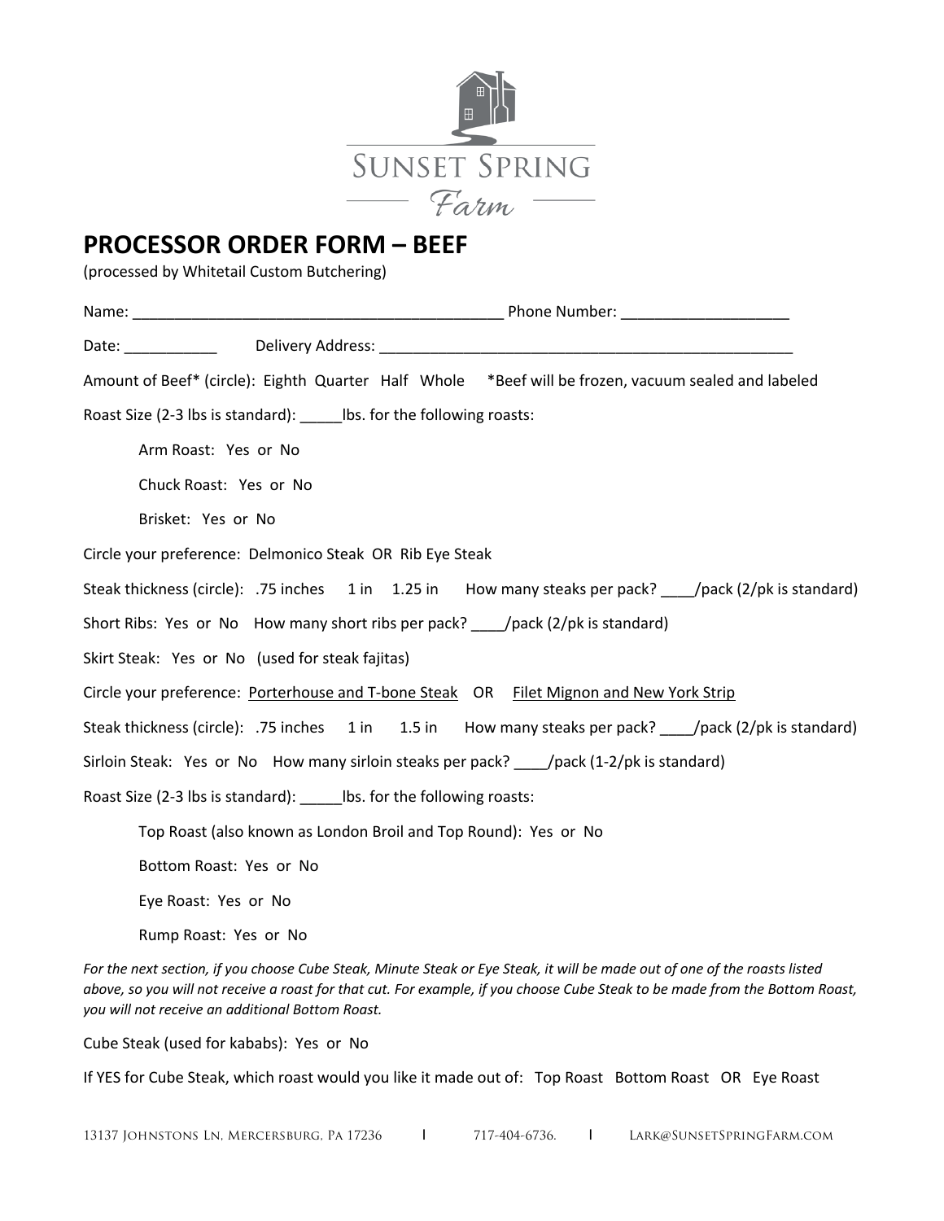SUNSET SPRING

Farm

# PROCESSOR ORDER FORM – BEEF

(processed by Whitetail Custom Butchering)

Name: _____________________________________________ Phone Number: ____________________

Date: ___________ Delivery Address: ____________________________________________________

Amount of Beef* (circle): Eighth Quarter Half Whole *Beef will be frozen, vacuum sealed and labeled

Roast Size (2-3 lbs is standard): _____lbs. for the following roasts:

Arm Roast: Yes or No

Chuck Roast: Yes or No

Brisket: Yes or No

Circle your preference: Delmonico Steak OR Rib Eye Steak

Steak thickness (circle): .75 inches 1 in 1.25 in How many steaks per pack? ____/pack (2/pk is standard)

Short Ribs: Yes or No How many short ribs per pack? ____/pack (2/pk is standard)

Skirt Steak: Yes or No (used for steak fajitas)

Circle your preference: Porterhouse and T-bone Steak OR Filet Mignon and New York Strip

Steak thickness (circle): .75 inches 1 in 1.5 in How many steaks per pack? ____/pack (2/pk is standard)

Sirloin Steak: Yes or No How many sirloin steaks per pack? ____/pack (1-2/pk is standard)

Roast Size (2-3 lbs is standard): _____lbs. for the following roasts:

Top Roast (also known as London Broil and Top Round): Yes or No

Bottom Roast: Yes or No

Eye Roast: Yes or No

Rump Roast: Yes or No

*For the next section, if you choose Cube Steak, Minute Steak or Eye Steak, it will be made out of one of the roasts listed above, so you will not receive a roast for that cut. For example, if you choose Cube Steak to be made from the Bottom Roast, you will not receive an additional Bottom Roast.*

Cube Steak (used for kababs): Yes or No

If YES for Cube Steak, which roast would you like it made out of: Top Roast Bottom Roast OR Eye Roast

13137 Johnstons Ln, Mercersburg, Pa 17236 | 717-404-6736. | Lark@SunsetSpringFarm.com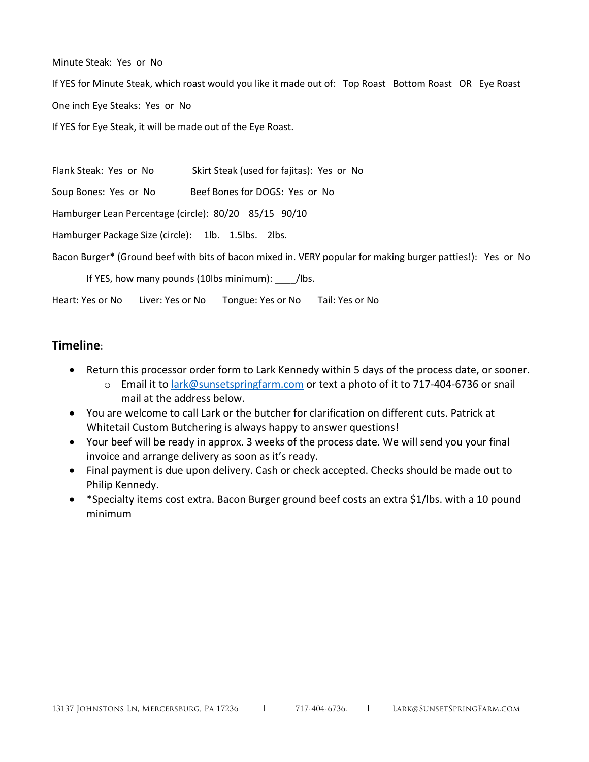Minute Steak: Yes or No

If YES for Minute Steak, which roast would you like it made out of: Top Roast Bottom Roast OR Eye Roast

One inch Eye Steaks: Yes or No

If YES for Eye Steak, it will be made out of the Eye Roast.

Flank Steak: Yes or No          Skirt Steak (used for fajitas): Yes or No

Soup Bones: Yes or No          Beef Bones for DOGS: Yes or No

Hamburger Lean Percentage (circle): 80/20 85/15 90/10

Hamburger Package Size (circle): 1lb. 1.5lbs. 2lbs.

Bacon Burger* (Ground beef with bits of bacon mixed in. VERY popular for making burger patties!): Yes or No

If YES, how many pounds (10lbs minimum): ____/lbs.

Heart: Yes or No     Liver: Yes or No     Tongue: Yes or No     Tail: Yes or No

## Timeline:

- Return this processor order form to Lark Kennedy within 5 days of the process date, or sooner.
  - Email it to lark@sunsetspringfarm.com or text a photo of it to 717-404-6736 or snail mail at the address below.
- You are welcome to call Lark or the butcher for clarification on different cuts. Patrick at Whitetail Custom Butchering is always happy to answer questions!
- Your beef will be ready in approx. 3 weeks of the process date. We will send you your final invoice and arrange delivery as soon as it's ready.
- Final payment is due upon delivery. Cash or check accepted. Checks should be made out to Philip Kennedy.
- *Specialty items cost extra. Bacon Burger ground beef costs an extra $1/lbs. with a 10 pound minimum

13137 Johnstons Ln, Mercersburg, Pa 17236 | 717-404-6736. | Lark@SunsetSpringFarm.com